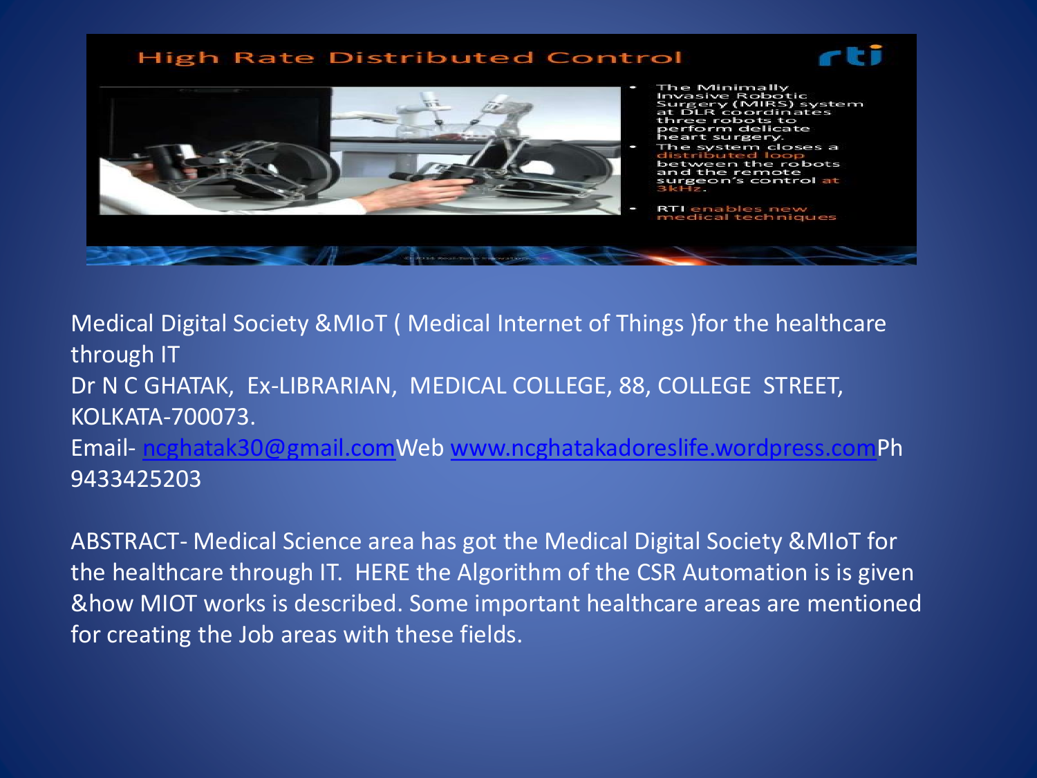Medical Digital Society &MIoT ( Medical Internet of Things )for the healthcare through IT

Dr N C GHATAK, Ex-LIBRARIAN, MEDICAL COLLEGE, 88, COLLEGE STREET, KOLKATA-700073.

Email- ncghatak30@gmail.comWeb www.ncghatakadoreslife.wordpress.comPh 9433425203

ABSTRACT- Medical Science area has got the Medical Digital Society &MIoT for the healthcare through IT. HERE the Algorithm of the CSR Automation is is given &how MIOT works is described. Some important healthcare areas are mentioned for creating the Job areas with these fields.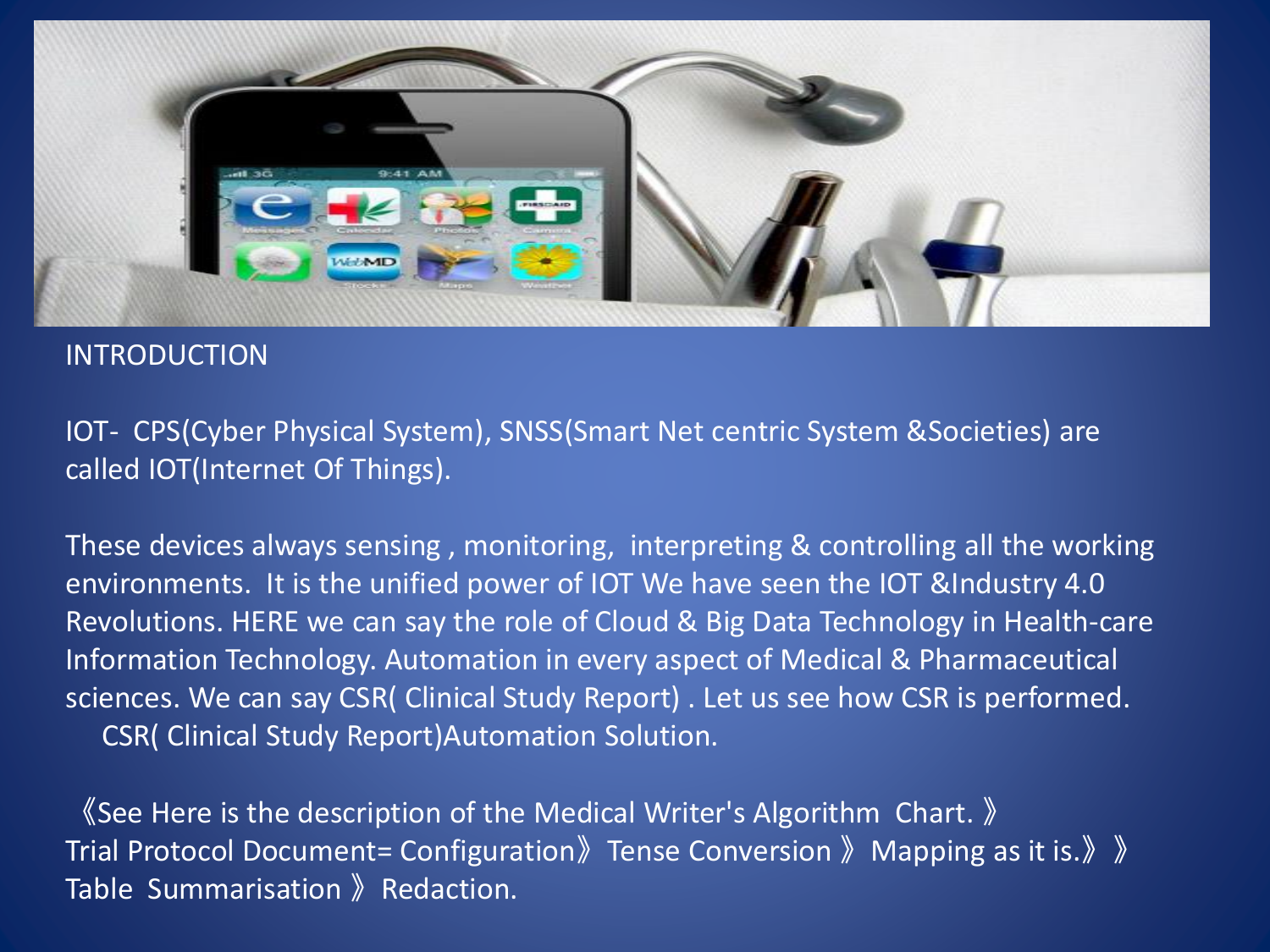# INTRODUCTION

IOT- CPS(Cyber Physical System), SNSS(Smart Net centric System &Societies) are called IOT(Internet Of Things).

These devices always sensing , monitoring, interpreting & controlling all the working environments. It is the unified power of IOT We have seen the IOT &Industry 4.0 Revolutions. HERE we can say the role of Cloud & Big Data Technology in Health-care Information Technology. Automation in every aspect of Medical & Pharmaceutical sciences. We can say CSR( Clinical Study Report) . Let us see how CSR is performed. CSR( Clinical Study Report)Automation Solution.

《See Here is the description of the Medical Writer's Algorithm Chart.》 Trial Protocol Document= Configuration》 Tense Conversion 》 Mapping as it is.》》 Table Summarisation 》 Redaction.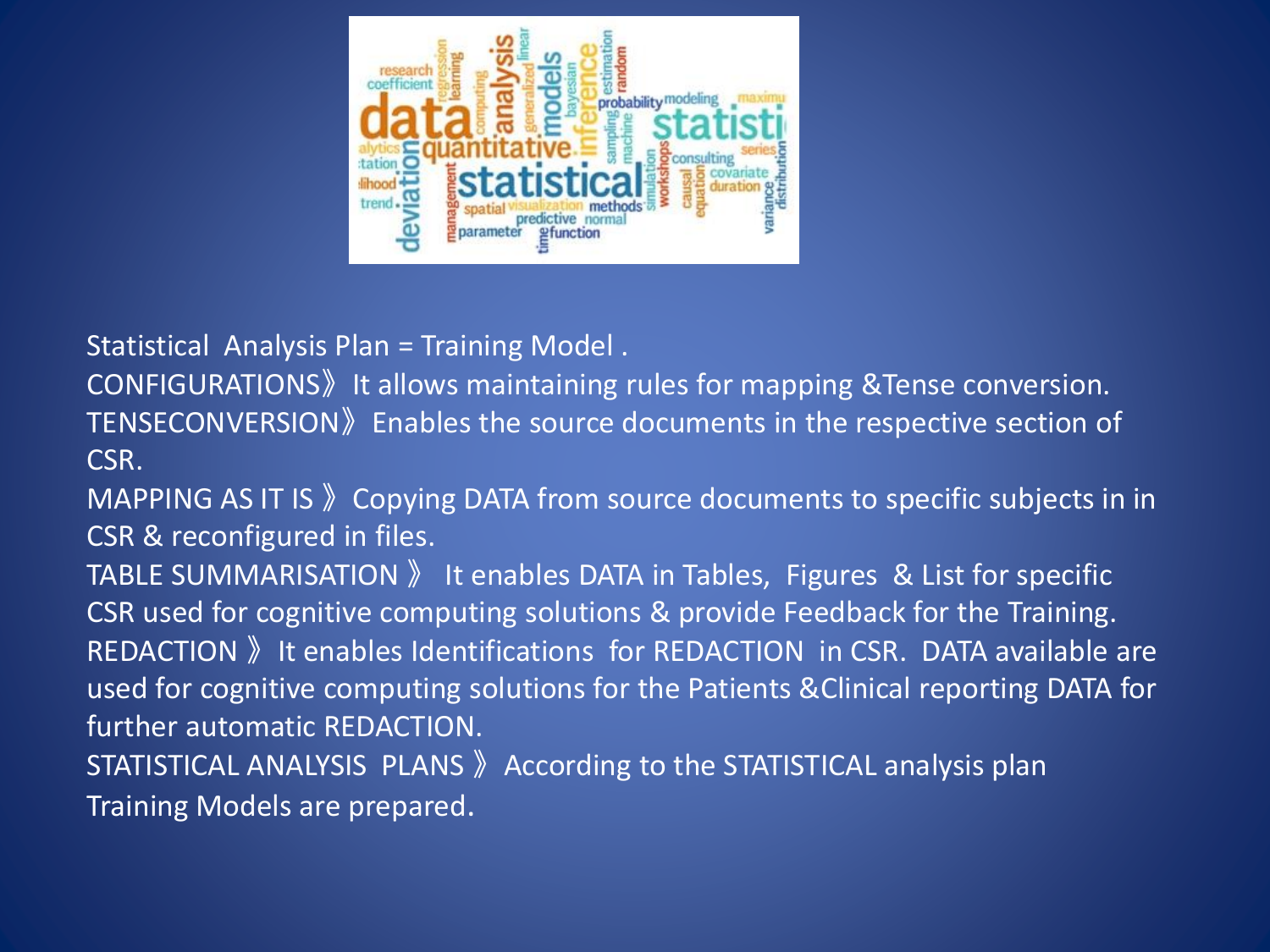Statistical  Analysis Plan = Training Model .

CONFIGURATIONS》 It allows maintaining rules for mapping &Tense conversion.

TENSECONVERSION》 Enables the source documents in the respective section of CSR.

MAPPING AS IT IS 》 Copying DATA from source documents to specific subjects in in CSR & reconfigured in files.

TABLE SUMMARISATION 》  It enables DATA in Tables,  Figures  & List for specific CSR used for cognitive computing solutions & provide Feedback for the Training.

REDACTION 》 It enables Identifications  for REDACTION  in CSR.  DATA available are used for cognitive computing solutions for the Patients &Clinical reporting DATA for further automatic REDACTION.

STATISTICAL ANALYSIS  PLANS 》 According to the STATISTICAL analysis plan Training Models are prepared.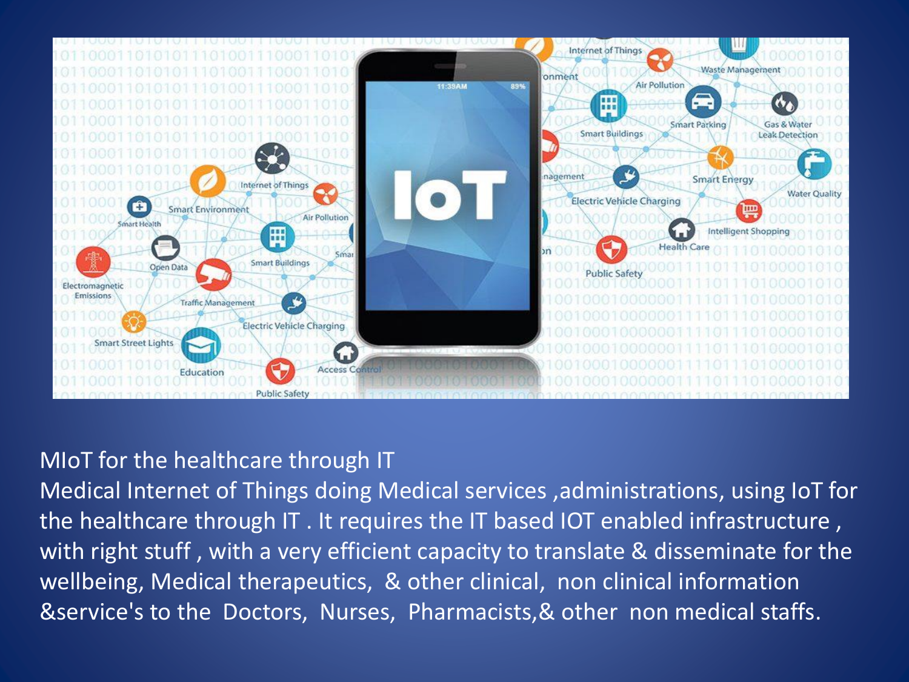MIoT for the healthcare through IT

Medical Internet of Things doing Medical services ,administrations, using IoT for the healthcare through IT . It requires the IT based IOT enabled infrastructure , with right stuff , with a very efficient capacity to translate & disseminate for the wellbeing, Medical therapeutics, & other clinical, non clinical information &service's to the Doctors, Nurses, Pharmacists,& other non medical staffs.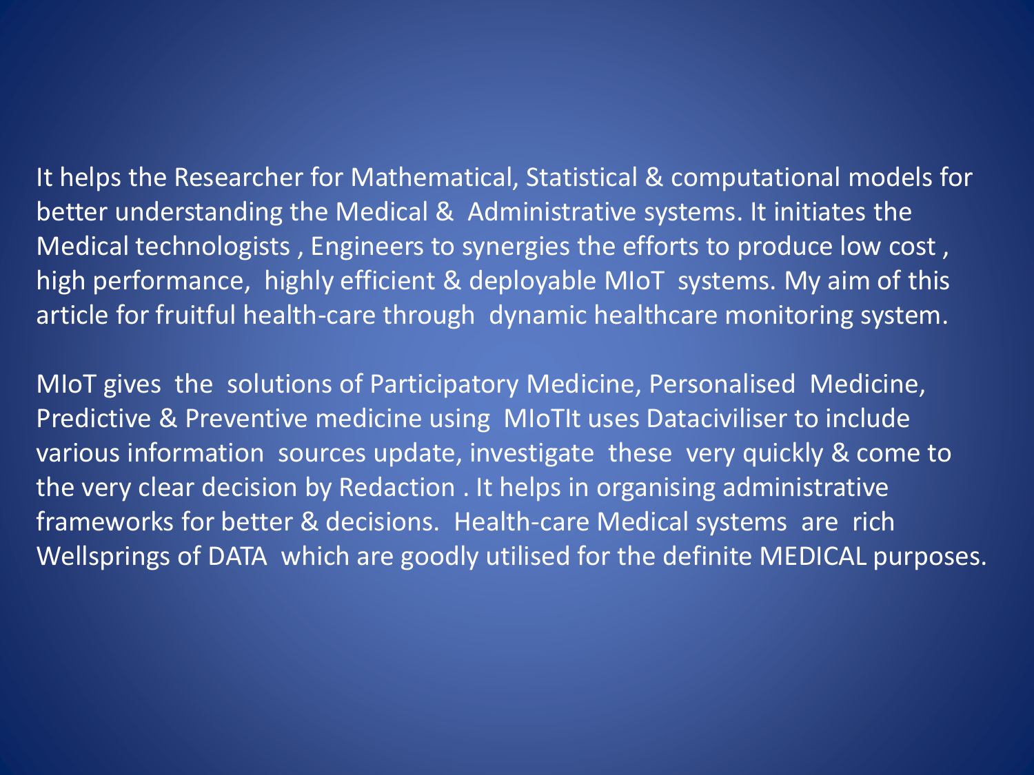It helps the Researcher for Mathematical, Statistical & computational models for better understanding the Medical & Administrative systems. It initiates the Medical technologists , Engineers to synergies the efforts to produce low cost , high performance, highly efficient & deployable MIoT systems. My aim of this article for fruitful health-care through dynamic healthcare monitoring system.

MIoT gives the solutions of Participatory Medicine, Personalised Medicine, Predictive & Preventive medicine using MIoTIt uses Datacivilliser to include various information sources update, investigate these very quickly & come to the very clear decision by Redaction . It helps in organising administrative frameworks for better & decisions. Health-care Medical systems are rich Wellsprings of DATA which are goodly utilised for the definite MEDICAL purposes.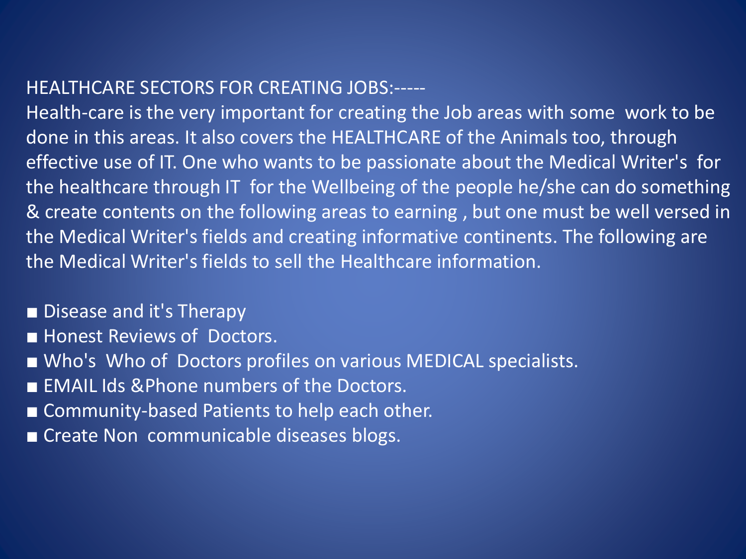HEALTHCARE SECTORS FOR CREATING JOBS:-----

Health-care is the very important for creating the Job areas with some work to be done in this areas. It also covers the HEALTHCARE of the Animals too, through effective use of IT. One who wants to be passionate about the Medical Writer's for the healthcare through IT for the Wellbeing of the people he/she can do something & create contents on the following areas to earning , but one must be well versed in the Medical Writer's fields and creating informative continents. The following are the Medical Writer's fields to sell the Healthcare information.

- Disease and it's Therapy
- Honest Reviews of Doctors.
- Who's Who of Doctors profiles on various MEDICAL specialists.
- EMAIL Ids &Phone numbers of the Doctors.
- Community-based Patients to help each other.
- Create Non communicable diseases blogs.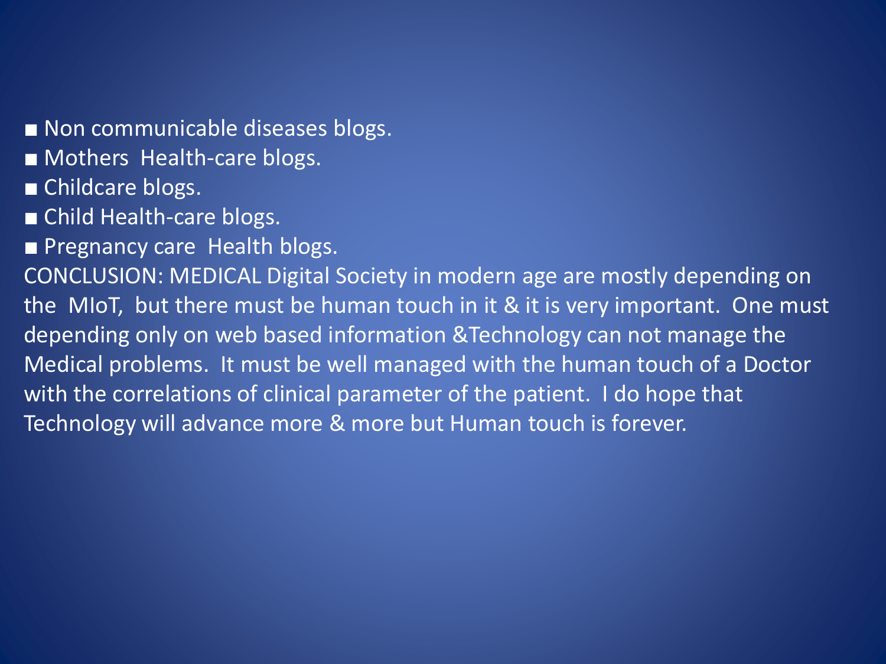- Non communicable diseases blogs.
- Mothers  Health-care blogs.
- Childcare blogs.
- Child Health-care blogs.
- Pregnancy care  Health blogs.

CONCLUSION: MEDICAL Digital Society in modern age are mostly depending on the  MIoT,  but there must be human touch in it & it is very important.  One must depending only on web based information &Technology can not manage the Medical problems.  It must be well managed with the human touch of a Doctor with the correlations of clinical parameter of the patient.  I do hope that Technology will advance more & more but Human touch is forever.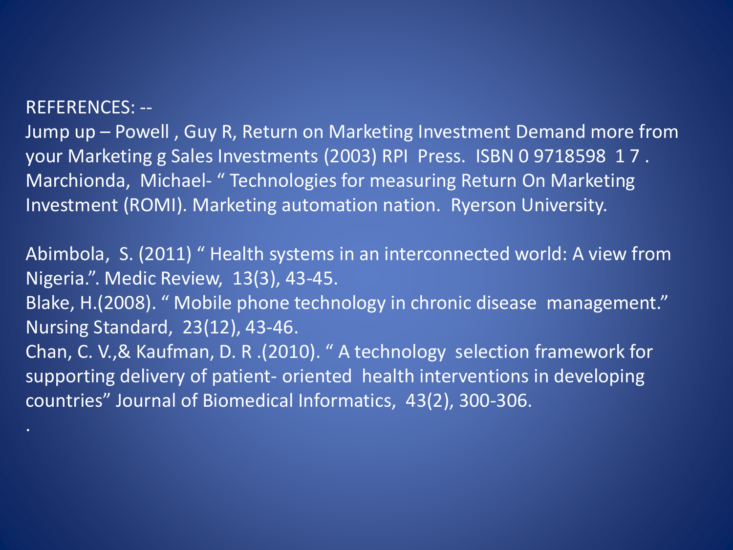REFERENCES: --

Jump up – Powell , Guy R, Return on Marketing Investment Demand more from your Marketing g Sales Investments (2003) RPI Press. ISBN 0 9718598 1 7 .

Marchionda, Michael- " Technologies for measuring Return On Marketing Investment (ROMI). Marketing automation nation. Ryerson University.

Abimbola, S. (2011) " Health systems in an interconnected world: A view from Nigeria.". Medic Review, 13(3), 43-45.

Blake, H.(2008). " Mobile phone technology in chronic disease management." Nursing Standard, 23(12), 43-46.

Chan, C. V.,& Kaufman, D. R .(2010). " A technology selection framework for supporting delivery of patient- oriented health interventions in developing countries" Journal of Biomedical Informatics, 43(2), 300-306.

.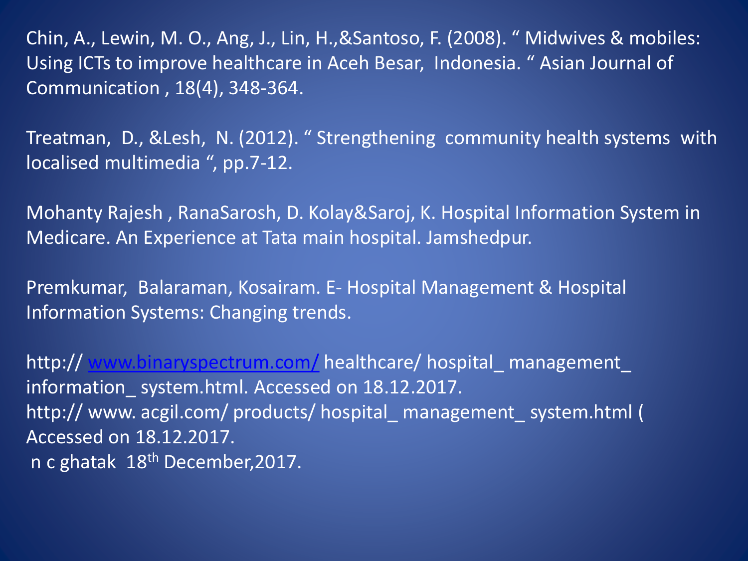Chin, A., Lewin, M. O., Ang, J., Lin, H.,&Santoso, F. (2008). " Midwives & mobiles: Using ICTs to improve healthcare in Aceh Besar, Indonesia. " Asian Journal of Communication , 18(4), 348-364.

Treatman, D., &Lesh, N. (2012). " Strengthening community health systems with localised multimedia ", pp.7-12.

Mohanty Rajesh , RanaSarosh, D. Kolay&Saroj, K. Hospital Information System in Medicare. An Experience at Tata main hospital. Jamshedpur.

Premkumar, Balaraman, Kosairam. E- Hospital Management & Hospital Information Systems: Changing trends.

http:// www.binaryspectrum.com/ healthcare/ hospital_ management_ information_ system.html. Accessed on 18.12.2017.
http:// www. acgil.com/ products/ hospital_ management_ system.html ( Accessed on 18.12.2017.
n c ghatak 18th December,2017.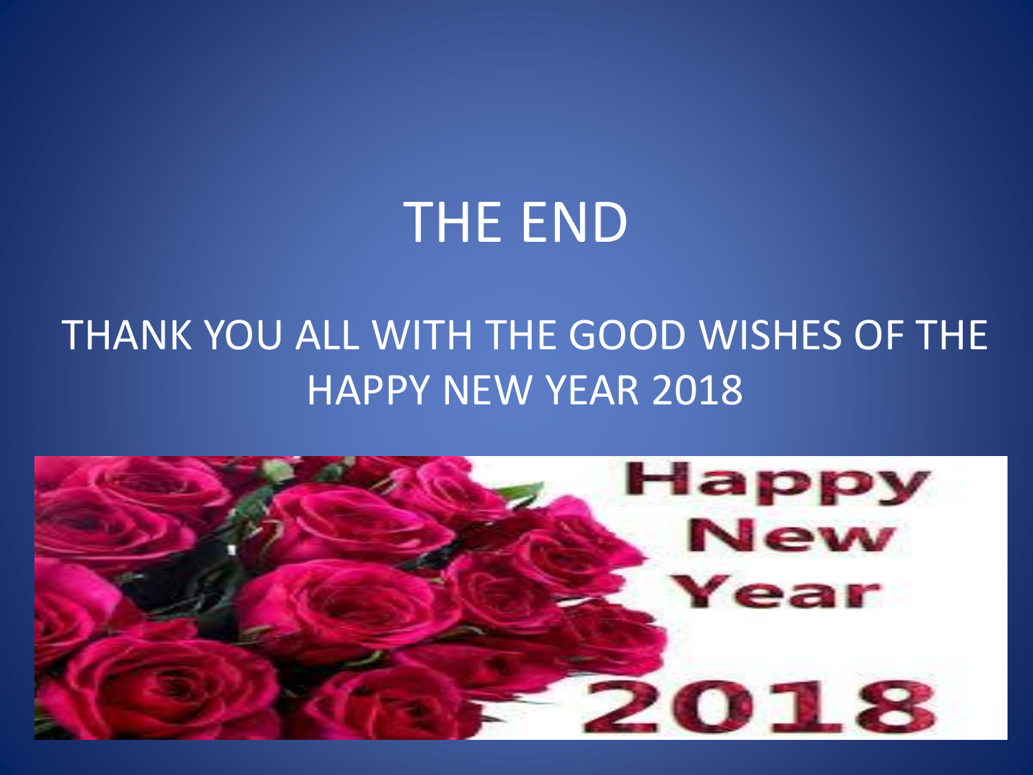# THE END

THANK YOU ALL WITH THE GOOD WISHES OF THE HAPPY NEW YEAR 2018